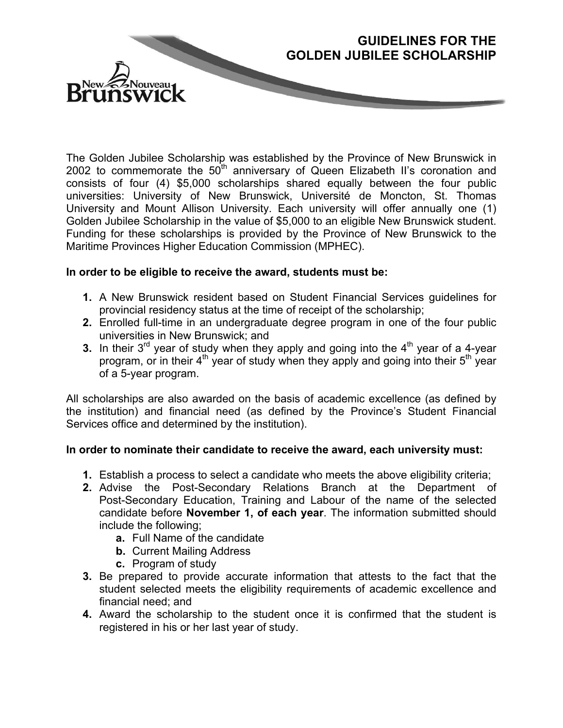# GUIDELINES FOR THE GOLDEN JUBILEE SCHOLARSHIP

The Golden Jubilee Scholarship was established by the Province of New Brunswick in 2002 to commemorate the 50th anniversary of Queen Elizabeth II's coronation and consists of four (4) $5,000 scholarships shared equally between the four public universities: University of New Brunswick, Université de Moncton, St. Thomas University and Mount Allison University. Each university will offer annually one (1) Golden Jubilee Scholarship in the value of $5,000 to an eligible New Brunswick student. Funding for these scholarships is provided by the Province of New Brunswick to the Maritime Provinces Higher Education Commission (MPHEC).

**In order to be eligible to receive the award, students must be:**

1. A New Brunswick resident based on Student Financial Services guidelines for provincial residency status at the time of receipt of the scholarship;
2. Enrolled full-time in an undergraduate degree program in one of the four public universities in New Brunswick; and
3. In their 3rd year of study when they apply and going into the 4th year of a 4-year program, or in their 4th year of study when they apply and going into their 5th year of a 5-year program.

All scholarships are also awarded on the basis of academic excellence (as defined by the institution) and financial need (as defined by the Province's Student Financial Services office and determined by the institution).

**In order to nominate their candidate to receive the award, each university must:**

1. Establish a process to select a candidate who meets the above eligibility criteria;
2. Advise the Post-Secondary Relations Branch at the Department of Post-Secondary Education, Training and Labour of the name of the selected candidate before **November 1, of each year**. The information submitted should include the following;
   - **a.** Full Name of the candidate
   - **b.** Current Mailing Address
   - **c.** Program of study
3. Be prepared to provide accurate information that attests to the fact that the student selected meets the eligibility requirements of academic excellence and financial need; and
4. Award the scholarship to the student once it is confirmed that the student is registered in his or her last year of study.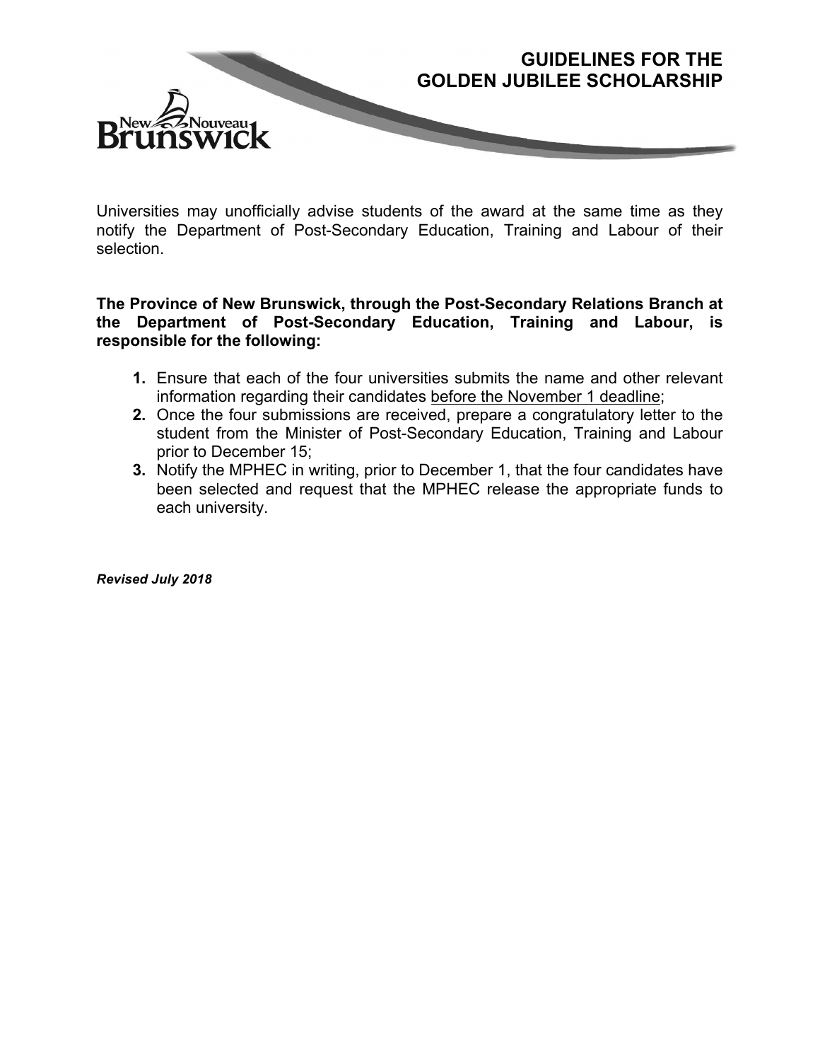Universities may unofficially advise students of the award at the same time as they notify the Department of Post-Secondary Education, Training and Labour of their selection.

**The Province of New Brunswick, through the Post-Secondary Relations Branch at the Department of Post-Secondary Education, Training and Labour, is responsible for the following:**

1. Ensure that each of the four universities submits the name and other relevant information regarding their candidates before the November 1 deadline;
2. Once the four submissions are received, prepare a congratulatory letter to the student from the Minister of Post-Secondary Education, Training and Labour prior to December 15;
3. Notify the MPHEC in writing, prior to December 1, that the four candidates have been selected and request that the MPHEC release the appropriate funds to each university.

***Revised July 2018***